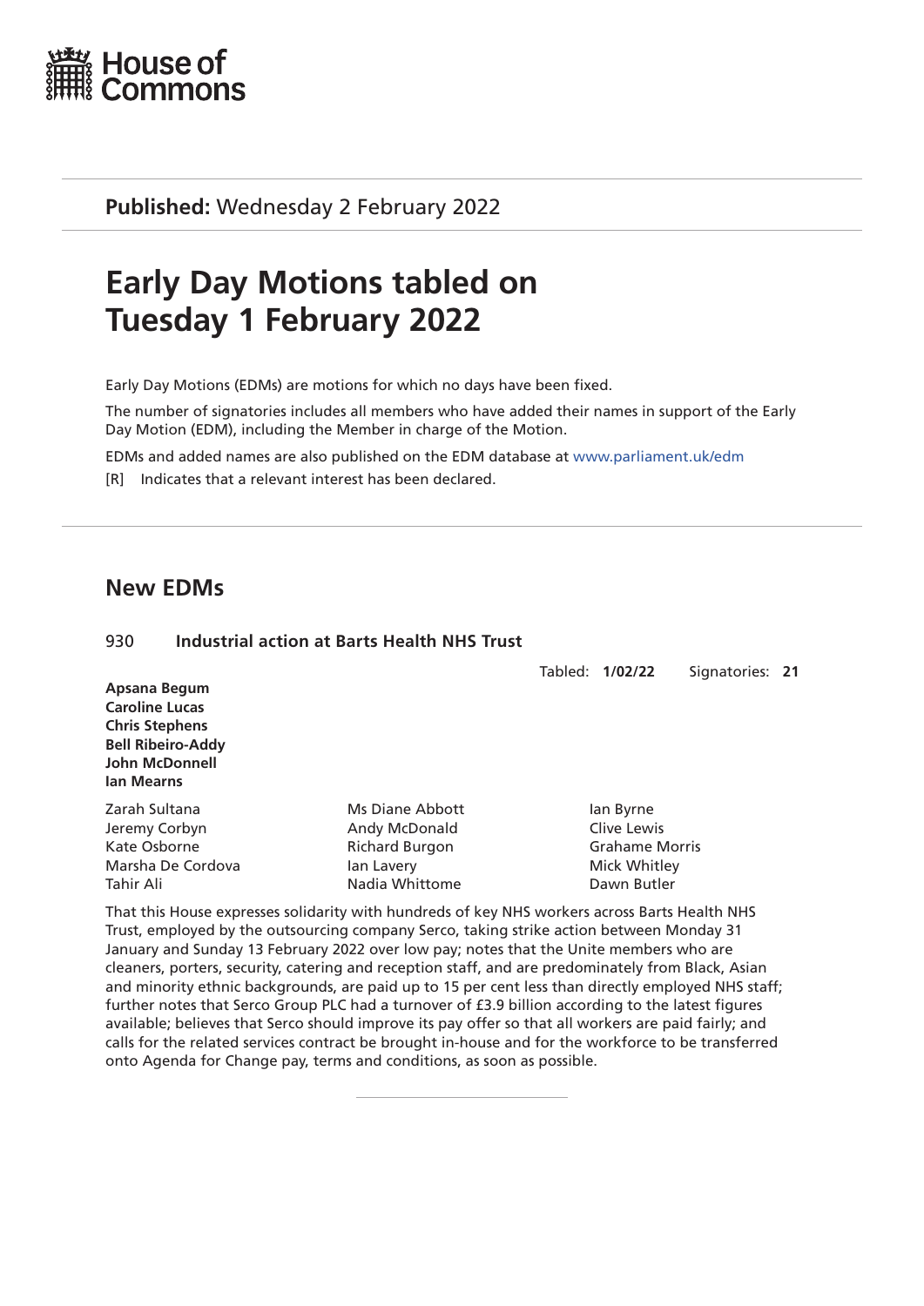House of Commons

**Published:** Wednesday 2 February 2022

# Early Day Motions tabled on Tuesday 1 February 2022

Early Day Motions (EDMs) are motions for which no days have been fixed.

The number of signatories includes all members who have added their names in support of the Early Day Motion (EDM), including the Member in charge of the Motion.

EDMs and added names are also published on the EDM database at www.parliament.uk/edm

[R] Indicates that a relevant interest has been declared.

## New EDMs

### 930 Industrial action at Barts Health NHS Trust

Tabled: **1/02/22** Signatories: **21**

**Apsana Begum**
**Caroline Lucas**
**Chris Stephens**
**Bell Ribeiro-Addy**
**John McDonnell**
**Ian Mearns**

Zarah Sultana
Ms Diane Abbott
Ian Byrne
Jeremy Corbyn
Andy McDonald
Clive Lewis
Kate Osborne
Richard Burgon
Grahame Morris
Marsha De Cordova
Ian Lavery
Mick Whitley
Tahir Ali
Nadia Whittome
Dawn Butler

That this House expresses solidarity with hundreds of key NHS workers across Barts Health NHS Trust, employed by the outsourcing company Serco, taking strike action between Monday 31 January and Sunday 13 February 2022 over low pay; notes that the Unite members who are cleaners, porters, security, catering and reception staff, and are predominately from Black, Asian and minority ethnic backgrounds, are paid up to 15 per cent less than directly employed NHS staff; further notes that Serco Group PLC had a turnover of £3.9 billion according to the latest figures available; believes that Serco should improve its pay offer so that all workers are paid fairly; and calls for the related services contract be brought in-house and for the workforce to be transferred onto Agenda for Change pay, terms and conditions, as soon as possible.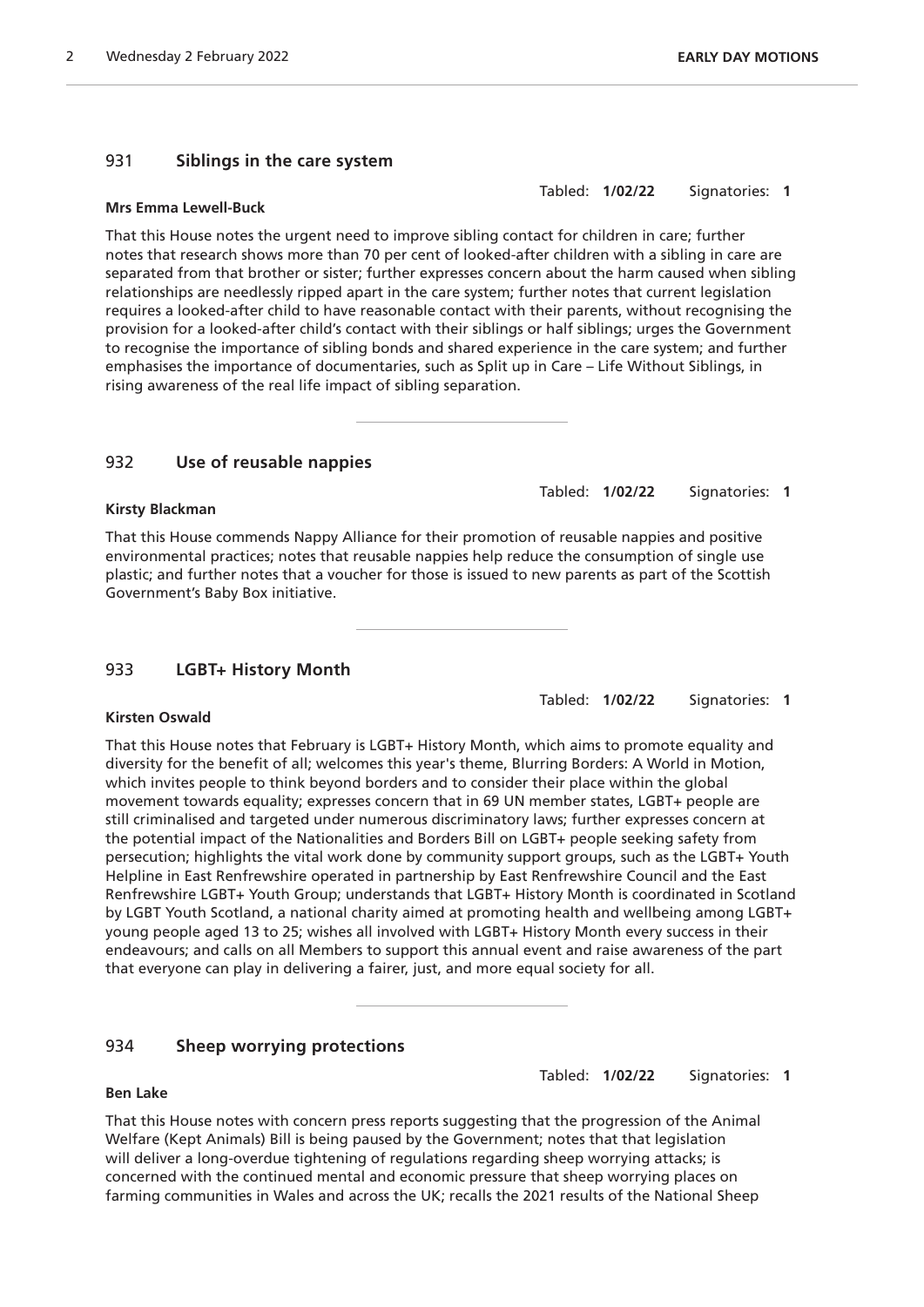## 931 Siblings in the care system

Tabled: **1/02/22** Signatories: **1**

**Mrs Emma Lewell-Buck**

That this House notes the urgent need to improve sibling contact for children in care; further notes that research shows more than 70 per cent of looked-after children with a sibling in care are separated from that brother or sister; further expresses concern about the harm caused when sibling relationships are needlessly ripped apart in the care system; further notes that current legislation requires a looked-after child to have reasonable contact with their parents, without recognising the provision for a looked-after child's contact with their siblings or half siblings; urges the Government to recognise the importance of sibling bonds and shared experience in the care system; and further emphasises the importance of documentaries, such as Split up in Care – Life Without Siblings, in rising awareness of the real life impact of sibling separation.

---

## 932 Use of reusable nappies

Tabled: **1/02/22** Signatories: **1**

**Kirsty Blackman**

That this House commends Nappy Alliance for their promotion of reusable nappies and positive environmental practices; notes that reusable nappies help reduce the consumption of single use plastic; and further notes that a voucher for those is issued to new parents as part of the Scottish Government's Baby Box initiative.

---

## 933 LGBT+ History Month

Tabled: **1/02/22** Signatories: **1**

**Kirsten Oswald**

That this House notes that February is LGBT+ History Month, which aims to promote equality and diversity for the benefit of all; welcomes this year's theme, Blurring Borders: A World in Motion, which invites people to think beyond borders and to consider their place within the global movement towards equality; expresses concern that in 69 UN member states, LGBT+ people are still criminalised and targeted under numerous discriminatory laws; further expresses concern at the potential impact of the Nationalities and Borders Bill on LGBT+ people seeking safety from persecution; highlights the vital work done by community support groups, such as the LGBT+ Youth Helpline in East Renfrewshire operated in partnership by East Renfrewshire Council and the East Renfrewshire LGBT+ Youth Group; understands that LGBT+ History Month is coordinated in Scotland by LGBT Youth Scotland, a national charity aimed at promoting health and wellbeing among LGBT+ young people aged 13 to 25; wishes all involved with LGBT+ History Month every success in their endeavours; and calls on all Members to support this annual event and raise awareness of the part that everyone can play in delivering a fairer, just, and more equal society for all.

---

## 934 Sheep worrying protections

Tabled: **1/02/22** Signatories: **1**

**Ben Lake**

That this House notes with concern press reports suggesting that the progression of the Animal Welfare (Kept Animals) Bill is being paused by the Government; notes that that legislation will deliver a long-overdue tightening of regulations regarding sheep worrying attacks; is concerned with the continued mental and economic pressure that sheep worrying places on farming communities in Wales and across the UK; recalls the 2021 results of the National Sheep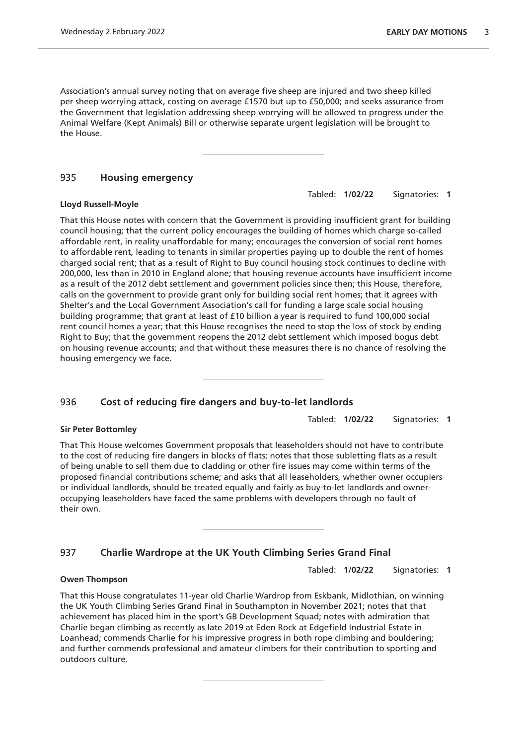Association's annual survey noting that on average five sheep are injured and two sheep killed per sheep worrying attack, costing on average £1570 but up to £50,000; and seeks assurance from the Government that legislation addressing sheep worrying will be allowed to progress under the Animal Welfare (Kept Animals) Bill or otherwise separate urgent legislation will be brought to the House.

---

## 935 Housing emergency

Tabled: **1/02/22** Signatories: **1**

**Lloyd Russell-Moyle**

That this House notes with concern that the Government is providing insufficient grant for building council housing; that the current policy encourages the building of homes which charge so-called affordable rent, in reality unaffordable for many; encourages the conversion of social rent homes to affordable rent, leading to tenants in similar properties paying up to double the rent of homes charged social rent; that as a result of Right to Buy council housing stock continues to decline with 200,000, less than in 2010 in England alone; that housing revenue accounts have insufficient income as a result of the 2012 debt settlement and government policies since then; this House, therefore, calls on the government to provide grant only for building social rent homes; that it agrees with Shelter's and the Local Government Association's call for funding a large scale social housing building programme; that grant at least of £10 billion a year is required to fund 100,000 social rent council homes a year; that this House recognises the need to stop the loss of stock by ending Right to Buy; that the government reopens the 2012 debt settlement which imposed bogus debt on housing revenue accounts; and that without these measures there is no chance of resolving the housing emergency we face.

---

## 936 Cost of reducing fire dangers and buy-to-let landlords

Tabled: **1/02/22** Signatories: **1**

**Sir Peter Bottomley**

That This House welcomes Government proposals that leaseholders should not have to contribute to the cost of reducing fire dangers in blocks of flats; notes that those subletting flats as a result of being unable to sell them due to cladding or other fire issues may come within terms of the proposed financial contributions scheme; and asks that all leaseholders, whether owner occupiers or individual landlords, should be treated equally and fairly as buy-to-let landlords and owner-occupying leaseholders have faced the same problems with developers through no fault of their own.

---

## 937 Charlie Wardrope at the UK Youth Climbing Series Grand Final

Tabled: **1/02/22** Signatories: **1**

**Owen Thompson**

That this House congratulates 11-year old Charlie Wardrop from Eskbank, Midlothian, on winning the UK Youth Climbing Series Grand Final in Southampton in November 2021; notes that that achievement has placed him in the sport's GB Development Squad; notes with admiration that Charlie began climbing as recently as late 2019 at Eden Rock at Edgefield Industrial Estate in Loanhead; commends Charlie for his impressive progress in both rope climbing and bouldering; and further commends professional and amateur climbers for their contribution to sporting and outdoors culture.

---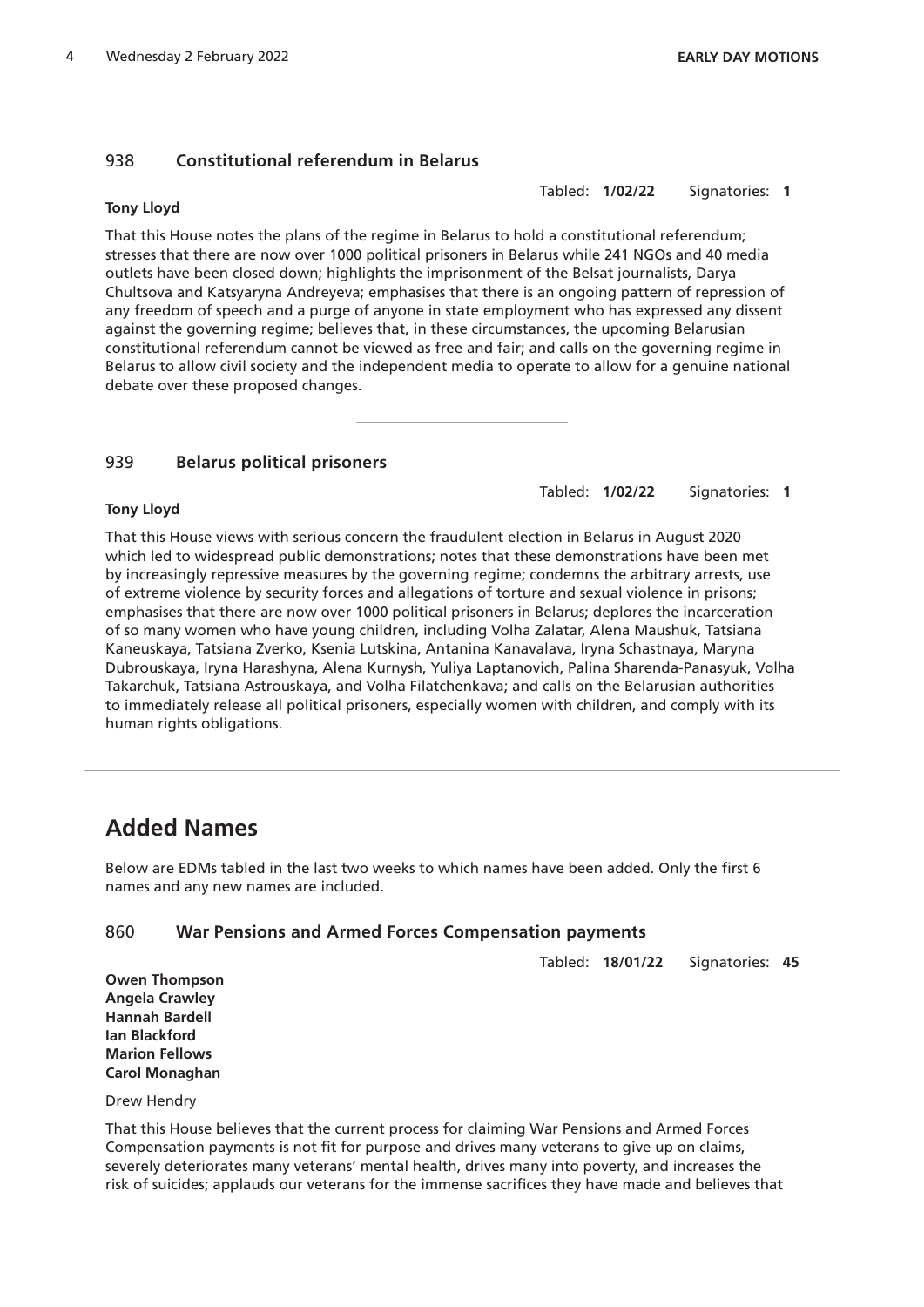## 938 Constitutional referendum in Belarus

Tabled: **1/02/22** Signatories: **1**

**Tony Lloyd**

That this House notes the plans of the regime in Belarus to hold a constitutional referendum; stresses that there are now over 1000 political prisoners in Belarus while 241 NGOs and 40 media outlets have been closed down; highlights the imprisonment of the Belsat journalists, Darya Chultsova and Katsyaryna Andreyeva; emphasises that there is an ongoing pattern of repression of any freedom of speech and a purge of anyone in state employment who has expressed any dissent against the governing regime; believes that, in these circumstances, the upcoming Belarusian constitutional referendum cannot be viewed as free and fair; and calls on the governing regime in Belarus to allow civil society and the independent media to operate to allow for a genuine national debate over these proposed changes.

---

## 939 Belarus political prisoners

Tabled: **1/02/22** Signatories: **1**

**Tony Lloyd**

That this House views with serious concern the fraudulent election in Belarus in August 2020 which led to widespread public demonstrations; notes that these demonstrations have been met by increasingly repressive measures by the governing regime; condemns the arbitrary arrests, use of extreme violence by security forces and allegations of torture and sexual violence in prisons; emphasises that there are now over 1000 political prisoners in Belarus; deplores the incarceration of so many women who have young children, including Volha Zalatar, Alena Maushuk, Tatsiana Kaneuskaya, Tatsiana Zverko, Ksenia Lutskina, Antanina Kanavalava, Iryna Schastnaya, Maryna Dubrouskaya, Iryna Harashyna, Alena Kurnysh, Yuliya Laptanovich, Palina Sharenda-Panasyuk, Volha Takarchuk, Tatsiana Astrouskaya, and Volha Filatchenkava; and calls on the Belarusian authorities to immediately release all political prisoners, especially women with children, and comply with its human rights obligations.

---

# Added Names

Below are EDMs tabled in the last two weeks to which names have been added. Only the first 6 names and any new names are included.

## 860 War Pensions and Armed Forces Compensation payments

Tabled: **18/01/22** Signatories: **45**

**Owen Thompson**
**Angela Crawley**
**Hannah Bardell**
**Ian Blackford**
**Marion Fellows**
**Carol Monaghan**

Drew Hendry

That this House believes that the current process for claiming War Pensions and Armed Forces Compensation payments is not fit for purpose and drives many veterans to give up on claims, severely deteriorates many veterans' mental health, drives many into poverty, and increases the risk of suicides; applauds our veterans for the immense sacrifices they have made and believes that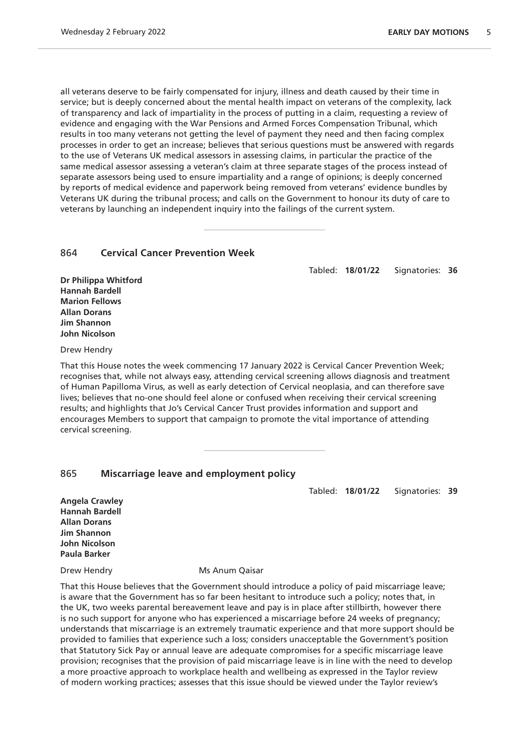all veterans deserve to be fairly compensated for injury, illness and death caused by their time in service; but is deeply concerned about the mental health impact on veterans of the complexity, lack of transparency and lack of impartiality in the process of putting in a claim, requesting a review of evidence and engaging with the War Pensions and Armed Forces Compensation Tribunal, which results in too many veterans not getting the level of payment they need and then facing complex processes in order to get an increase; believes that serious questions must be answered with regards to the use of Veterans UK medical assessors in assessing claims, in particular the practice of the same medical assessor assessing a veteran's claim at three separate stages of the process instead of separate assessors being used to ensure impartiality and a range of opinions; is deeply concerned by reports of medical evidence and paperwork being removed from veterans' evidence bundles by Veterans UK during the tribunal process; and calls on the Government to honour its duty of care to veterans by launching an independent inquiry into the failings of the current system.

---

## 864 Cervical Cancer Prevention Week

Tabled: **18/01/22** Signatories: **36**

**Dr Philippa Whitford**
**Hannah Bardell**
**Marion Fellows**
**Allan Dorans**
**Jim Shannon**
**John Nicolson**

Drew Hendry

That this House notes the week commencing 17 January 2022 is Cervical Cancer Prevention Week; recognises that, while not always easy, attending cervical screening allows diagnosis and treatment of Human Papilloma Virus, as well as early detection of Cervical neoplasia, and can therefore save lives; believes that no-one should feel alone or confused when receiving their cervical screening results; and highlights that Jo's Cervical Cancer Trust provides information and support and encourages Members to support that campaign to promote the vital importance of attending cervical screening.

---

## 865 Miscarriage leave and employment policy

Tabled: **18/01/22** Signatories: **39**

**Angela Crawley**
**Hannah Bardell**
**Allan Dorans**
**Jim Shannon**
**John Nicolson**
**Paula Barker**

Drew Hendry    Ms Anum Qaisar

That this House believes that the Government should introduce a policy of paid miscarriage leave; is aware that the Government has so far been hesitant to introduce such a policy; notes that, in the UK, two weeks parental bereavement leave and pay is in place after stillbirth, however there is no such support for anyone who has experienced a miscarriage before 24 weeks of pregnancy; understands that miscarriage is an extremely traumatic experience and that more support should be provided to families that experience such a loss; considers unacceptable the Government's position that Statutory Sick Pay or annual leave are adequate compromises for a specific miscarriage leave provision; recognises that the provision of paid miscarriage leave is in line with the need to develop a more proactive approach to workplace health and wellbeing as expressed in the Taylor review of modern working practices; assesses that this issue should be viewed under the Taylor review's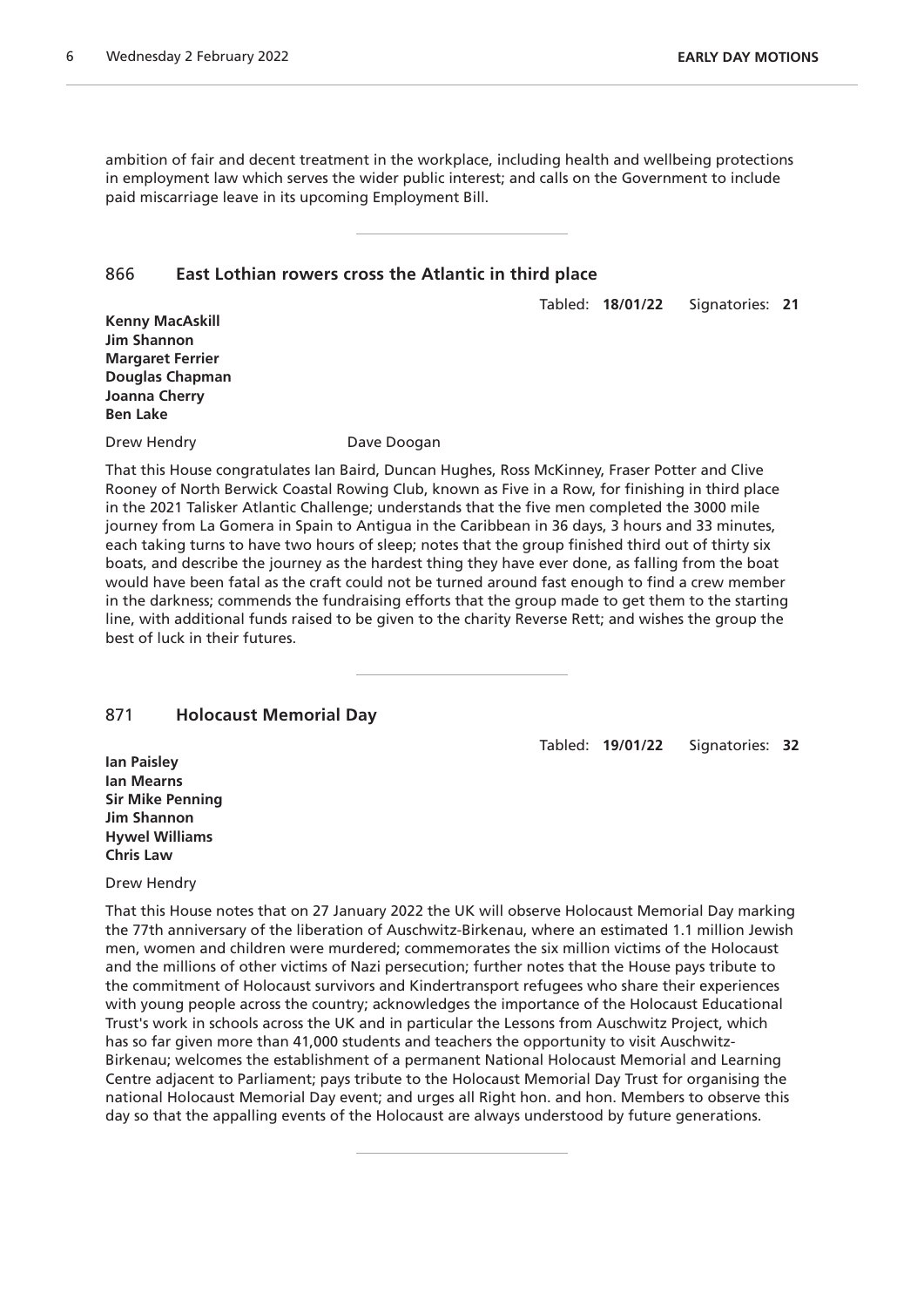ambition of fair and decent treatment in the workplace, including health and wellbeing protections in employment law which serves the wider public interest; and calls on the Government to include paid miscarriage leave in its upcoming Employment Bill.

---

## 866 East Lothian rowers cross the Atlantic in third place

Tabled: **18/01/22** Signatories: **21**

**Kenny MacAskill**
**Jim Shannon**
**Margaret Ferrier**
**Douglas Chapman**
**Joanna Cherry**
**Ben Lake**

Drew Hendry Dave Doogan

That this House congratulates Ian Baird, Duncan Hughes, Ross McKinney, Fraser Potter and Clive Rooney of North Berwick Coastal Rowing Club, known as Five in a Row, for finishing in third place in the 2021 Talisker Atlantic Challenge; understands that the five men completed the 3000 mile journey from La Gomera in Spain to Antigua in the Caribbean in 36 days, 3 hours and 33 minutes, each taking turns to have two hours of sleep; notes that the group finished third out of thirty six boats, and describe the journey as the hardest thing they have ever done, as falling from the boat would have been fatal as the craft could not be turned around fast enough to find a crew member in the darkness; commends the fundraising efforts that the group made to get them to the starting line, with additional funds raised to be given to the charity Reverse Rett; and wishes the group the best of luck in their futures.

---

## 871 Holocaust Memorial Day

Tabled: **19/01/22** Signatories: **32**

**Ian Paisley**
**Ian Mearns**
**Sir Mike Penning**
**Jim Shannon**
**Hywel Williams**
**Chris Law**

Drew Hendry

That this House notes that on 27 January 2022 the UK will observe Holocaust Memorial Day marking the 77th anniversary of the liberation of Auschwitz-Birkenau, where an estimated 1.1 million Jewish men, women and children were murdered; commemorates the six million victims of the Holocaust and the millions of other victims of Nazi persecution; further notes that the House pays tribute to the commitment of Holocaust survivors and Kindertransport refugees who share their experiences with young people across the country; acknowledges the importance of the Holocaust Educational Trust's work in schools across the UK and in particular the Lessons from Auschwitz Project, which has so far given more than 41,000 students and teachers the opportunity to visit Auschwitz-Birkenau; welcomes the establishment of a permanent National Holocaust Memorial and Learning Centre adjacent to Parliament; pays tribute to the Holocaust Memorial Day Trust for organising the national Holocaust Memorial Day event; and urges all Right hon. and hon. Members to observe this day so that the appalling events of the Holocaust are always understood by future generations.

---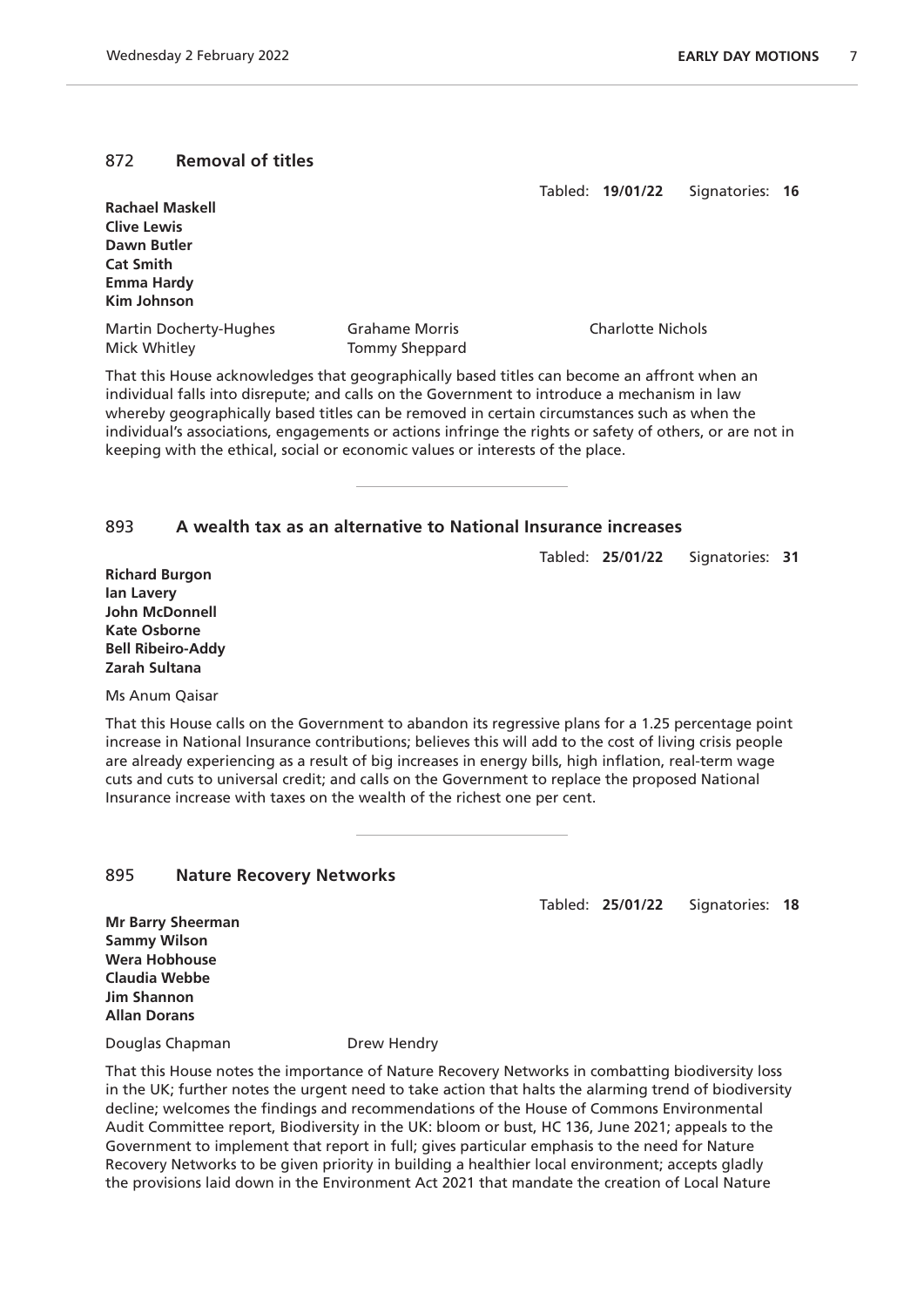## 872 **Removal of titles**

Tabled: **19/01/22** Signatories: **16**

**Rachael Maskell**
**Clive Lewis**
**Dawn Butler**
**Cat Smith**
**Emma Hardy**
**Kim Johnson**

Martin Docherty-Hughes
Grahame Morris
Charlotte Nichols
Mick Whitley
Tommy Sheppard

That this House acknowledges that geographically based titles can become an affront when an individual falls into disrepute; and calls on the Government to introduce a mechanism in law whereby geographically based titles can be removed in certain circumstances such as when the individual's associations, engagements or actions infringe the rights or safety of others, or are not in keeping with the ethical, social or economic values or interests of the place.

## 893 **A wealth tax as an alternative to National Insurance increases**

Tabled: **25/01/22** Signatories: **31**

**Richard Burgon**
**Ian Lavery**
**John McDonnell**
**Kate Osborne**
**Bell Ribeiro-Addy**
**Zarah Sultana**

Ms Anum Qaisar

That this House calls on the Government to abandon its regressive plans for a 1.25 percentage point increase in National Insurance contributions; believes this will add to the cost of living crisis people are already experiencing as a result of big increases in energy bills, high inflation, real-term wage cuts and cuts to universal credit; and calls on the Government to replace the proposed National Insurance increase with taxes on the wealth of the richest one per cent.

## 895 **Nature Recovery Networks**

Tabled: **25/01/22** Signatories: **18**

**Mr Barry Sheerman**
**Sammy Wilson**
**Wera Hobhouse**
**Claudia Webbe**
**Jim Shannon**
**Allan Dorans**

Douglas Chapman
Drew Hendry

That this House notes the importance of Nature Recovery Networks in combatting biodiversity loss in the UK; further notes the urgent need to take action that halts the alarming trend of biodiversity decline; welcomes the findings and recommendations of the House of Commons Environmental Audit Committee report, Biodiversity in the UK: bloom or bust, HC 136, June 2021; appeals to the Government to implement that report in full; gives particular emphasis to the need for Nature Recovery Networks to be given priority in building a healthier local environment; accepts gladly the provisions laid down in the Environment Act 2021 that mandate the creation of Local Nature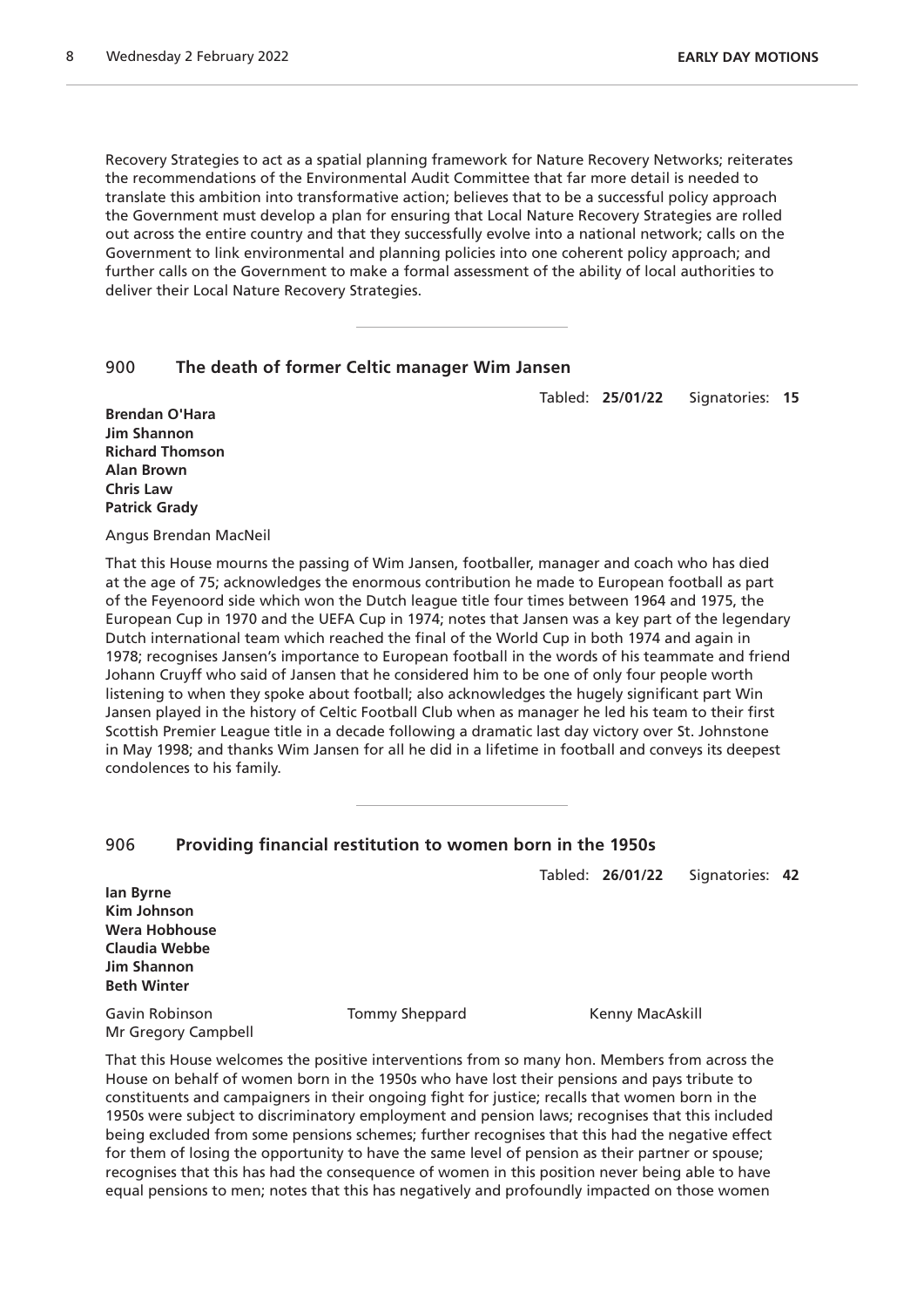Recovery Strategies to act as a spatial planning framework for Nature Recovery Networks; reiterates the recommendations of the Environmental Audit Committee that far more detail is needed to translate this ambition into transformative action; believes that to be a successful policy approach the Government must develop a plan for ensuring that Local Nature Recovery Strategies are rolled out across the entire country and that they successfully evolve into a national network; calls on the Government to link environmental and planning policies into one coherent policy approach; and further calls on the Government to make a formal assessment of the ability of local authorities to deliver their Local Nature Recovery Strategies.

---

## 900 The death of former Celtic manager Wim Jansen

Tabled: **25/01/22** Signatories: **15**

**Brendan O'Hara**
**Jim Shannon**
**Richard Thomson**
**Alan Brown**
**Chris Law**
**Patrick Grady**

Angus Brendan MacNeil

That this House mourns the passing of Wim Jansen, footballer, manager and coach who has died at the age of 75; acknowledges the enormous contribution he made to European football as part of the Feyenoord side which won the Dutch league title four times between 1964 and 1975, the European Cup in 1970 and the UEFA Cup in 1974; notes that Jansen was a key part of the legendary Dutch international team which reached the final of the World Cup in both 1974 and again in 1978; recognises Jansen's importance to European football in the words of his teammate and friend Johann Cruyff who said of Jansen that he considered him to be one of only four people worth listening to when they spoke about football; also acknowledges the hugely significant part Win Jansen played in the history of Celtic Football Club when as manager he led his team to their first Scottish Premier League title in a decade following a dramatic last day victory over St. Johnstone in May 1998; and thanks Wim Jansen for all he did in a lifetime in football and conveys its deepest condolences to his family.

---

## 906 Providing financial restitution to women born in the 1950s

Tabled: **26/01/22** Signatories: **42**

**Ian Byrne**
**Kim Johnson**
**Wera Hobhouse**
**Claudia Webbe**
**Jim Shannon**
**Beth Winter**

Gavin Robinson
Tommy Sheppard
Kenny MacAskill
Mr Gregory Campbell

That this House welcomes the positive interventions from so many hon. Members from across the House on behalf of women born in the 1950s who have lost their pensions and pays tribute to constituents and campaigners in their ongoing fight for justice; recalls that women born in the 1950s were subject to discriminatory employment and pension laws; recognises that this included being excluded from some pensions schemes; further recognises that this had the negative effect for them of losing the opportunity to have the same level of pension as their partner or spouse; recognises that this has had the consequence of women in this position never being able to have equal pensions to men; notes that this has negatively and profoundly impacted on those women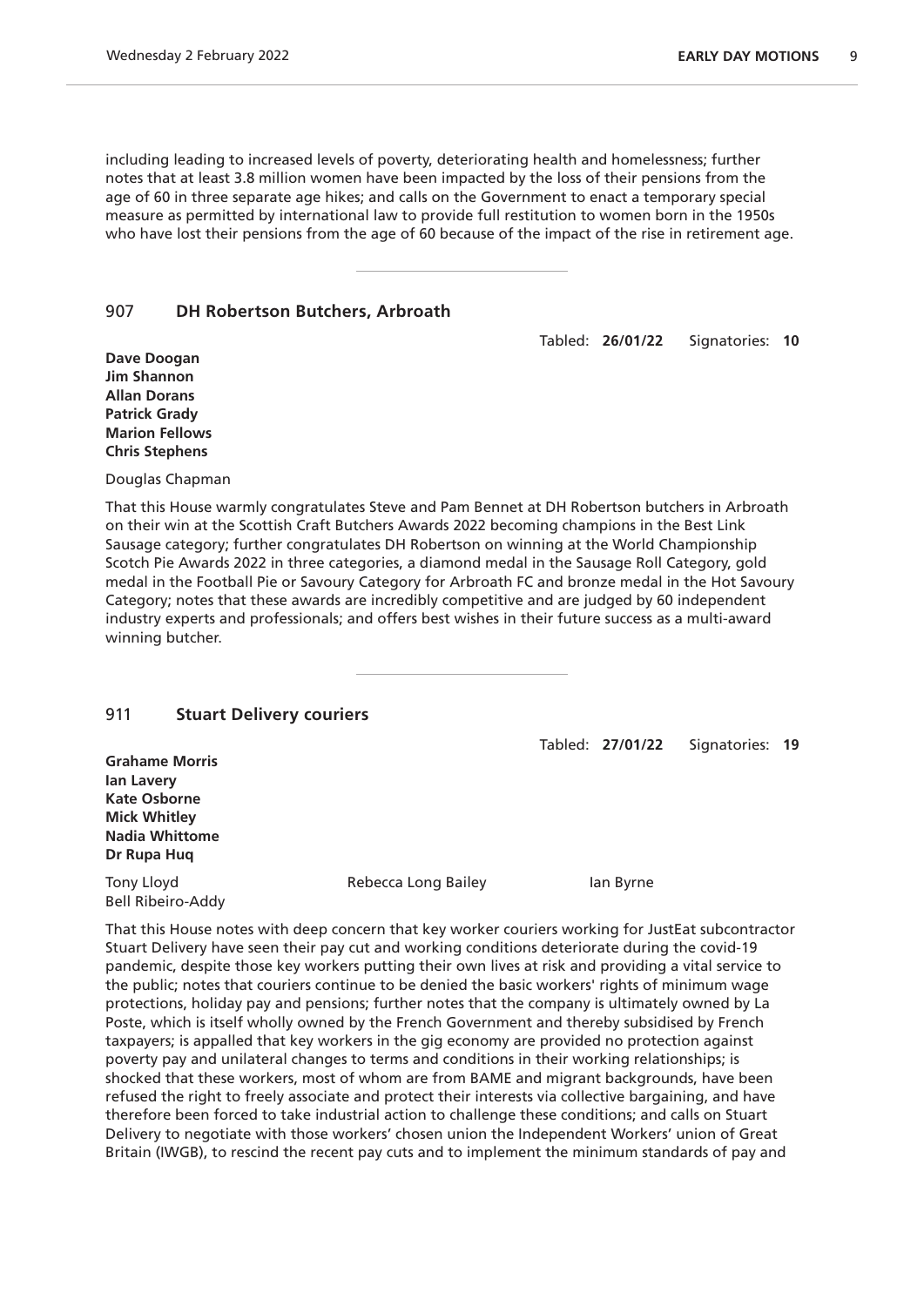including leading to increased levels of poverty, deteriorating health and homelessness; further notes that at least 3.8 million women have been impacted by the loss of their pensions from the age of 60 in three separate age hikes; and calls on the Government to enact a temporary special measure as permitted by international law to provide full restitution to women born in the 1950s who have lost their pensions from the age of 60 because of the impact of the rise in retirement age.

---

## 907 DH Robertson Butchers, Arbroath

Tabled: **26/01/22** Signatories: **10**

**Dave Doogan**
**Jim Shannon**
**Allan Dorans**
**Patrick Grady**
**Marion Fellows**
**Chris Stephens**

Douglas Chapman

That this House warmly congratulates Steve and Pam Bennet at DH Robertson butchers in Arbroath on their win at the Scottish Craft Butchers Awards 2022 becoming champions in the Best Link Sausage category; further congratulates DH Robertson on winning at the World Championship Scotch Pie Awards 2022 in three categories, a diamond medal in the Sausage Roll Category, gold medal in the Football Pie or Savoury Category for Arbroath FC and bronze medal in the Hot Savoury Category; notes that these awards are incredibly competitive and are judged by 60 independent industry experts and professionals; and offers best wishes in their future success as a multi-award winning butcher.

---

## 911 Stuart Delivery couriers

Tabled: **27/01/22** Signatories: **19**

**Grahame Morris**
**Ian Lavery**
**Kate Osborne**
**Mick Whitley**
**Nadia Whittome**
**Dr Rupa Huq**

Tony Lloyd
Rebecca Long Bailey
Ian Byrne
Bell Ribeiro-Addy

That this House notes with deep concern that key worker couriers working for JustEat subcontractor Stuart Delivery have seen their pay cut and working conditions deteriorate during the covid-19 pandemic, despite those key workers putting their own lives at risk and providing a vital service to the public; notes that couriers continue to be denied the basic workers' rights of minimum wage protections, holiday pay and pensions; further notes that the company is ultimately owned by La Poste, which is itself wholly owned by the French Government and thereby subsidised by French taxpayers; is appalled that key workers in the gig economy are provided no protection against poverty pay and unilateral changes to terms and conditions in their working relationships; is shocked that these workers, most of whom are from BAME and migrant backgrounds, have been refused the right to freely associate and protect their interests via collective bargaining, and have therefore been forced to take industrial action to challenge these conditions; and calls on Stuart Delivery to negotiate with those workers' chosen union the Independent Workers' union of Great Britain (IWGB), to rescind the recent pay cuts and to implement the minimum standards of pay and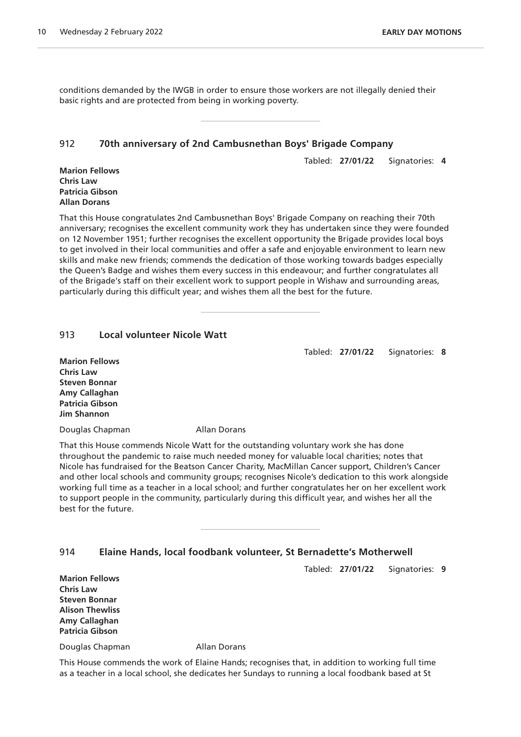conditions demanded by the IWGB in order to ensure those workers are not illegally denied their basic rights and are protected from being in working poverty.

---

## 912 70th anniversary of 2nd Cambusnethan Boys' Brigade Company

Tabled: **27/01/22** Signatories: **4**

**Marion Fellows**
**Chris Law**
**Patricia Gibson**
**Allan Dorans**

That this House congratulates 2nd Cambusnethan Boys' Brigade Company on reaching their 70th anniversary; recognises the excellent community work they has undertaken since they were founded on 12 November 1951; further recognises the excellent opportunity the Brigade provides local boys to get involved in their local communities and offer a safe and enjoyable environment to learn new skills and make new friends; commends the dedication of those working towards badges especially the Queen's Badge and wishes them every success in this endeavour; and further congratulates all of the Brigade's staff on their excellent work to support people in Wishaw and surrounding areas, particularly during this difficult year; and wishes them all the best for the future.

---

## 913 Local volunteer Nicole Watt

Tabled: **27/01/22** Signatories: **8**

**Marion Fellows**
**Chris Law**
**Steven Bonnar**
**Amy Callaghan**
**Patricia Gibson**
**Jim Shannon**

Douglas Chapman Allan Dorans

That this House commends Nicole Watt for the outstanding voluntary work she has done throughout the pandemic to raise much needed money for valuable local charities; notes that Nicole has fundraised for the Beatson Cancer Charity, MacMillan Cancer support, Children's Cancer and other local schools and community groups; recognises Nicole's dedication to this work alongside working full time as a teacher in a local school; and further congratulates her on her excellent work to support people in the community, particularly during this difficult year, and wishes her all the best for the future.

---

## 914 Elaine Hands, local foodbank volunteer, St Bernadette's Motherwell

Tabled: **27/01/22** Signatories: **9**

**Marion Fellows**
**Chris Law**
**Steven Bonnar**
**Alison Thewliss**
**Amy Callaghan**
**Patricia Gibson**

Douglas Chapman Allan Dorans

This House commends the work of Elaine Hands; recognises that, in addition to working full time as a teacher in a local school, she dedicates her Sundays to running a local foodbank based at St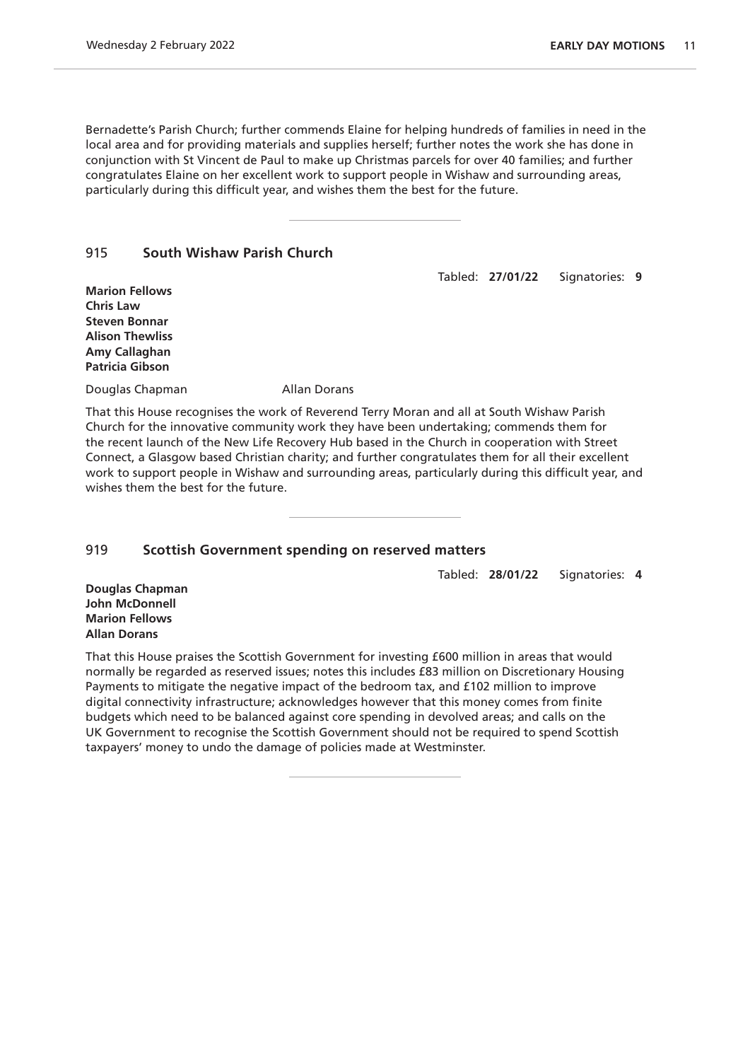Bernadette's Parish Church; further commends Elaine for helping hundreds of families in need in the local area and for providing materials and supplies herself; further notes the work she has done in conjunction with St Vincent de Paul to make up Christmas parcels for over 40 families; and further congratulates Elaine on her excellent work to support people in Wishaw and surrounding areas, particularly during this difficult year, and wishes them the best for the future.

---

## 915 South Wishaw Parish Church

Tabled: **27/01/22** Signatories: **9**

**Marion Fellows**
**Chris Law**
**Steven Bonnar**
**Alison Thewliss**
**Amy Callaghan**
**Patricia Gibson**

Douglas Chapman Allan Dorans

That this House recognises the work of Reverend Terry Moran and all at South Wishaw Parish Church for the innovative community work they have been undertaking; commends them for the recent launch of the New Life Recovery Hub based in the Church in cooperation with Street Connect, a Glasgow based Christian charity; and further congratulates them for all their excellent work to support people in Wishaw and surrounding areas, particularly during this difficult year, and wishes them the best for the future.

---

## 919 Scottish Government spending on reserved matters

Tabled: **28/01/22** Signatories: **4**

**Douglas Chapman**
**John McDonnell**
**Marion Fellows**
**Allan Dorans**

That this House praises the Scottish Government for investing £600 million in areas that would normally be regarded as reserved issues; notes this includes £83 million on Discretionary Housing Payments to mitigate the negative impact of the bedroom tax, and £102 million to improve digital connectivity infrastructure; acknowledges however that this money comes from finite budgets which need to be balanced against core spending in devolved areas; and calls on the UK Government to recognise the Scottish Government should not be required to spend Scottish taxpayers' money to undo the damage of policies made at Westminster.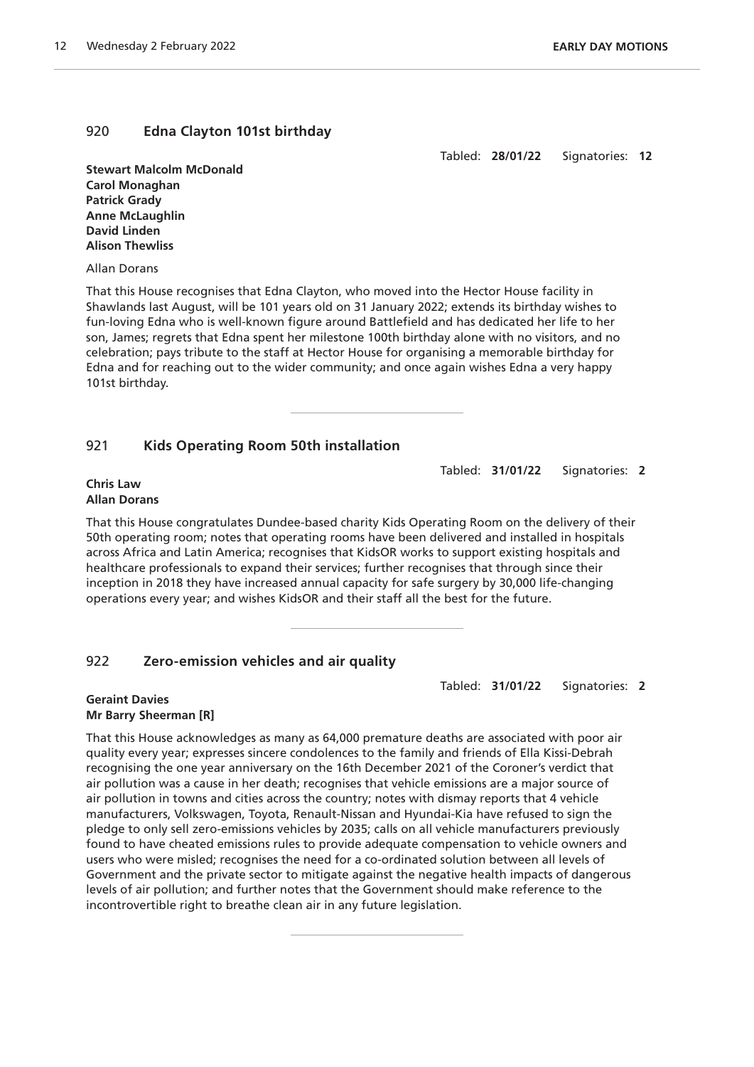## 920 **Edna Clayton 101st birthday**

Tabled: **28/01/22** Signatories: **12**

**Stewart Malcolm McDonald**
**Carol Monaghan**
**Patrick Grady**
**Anne McLaughlin**
**David Linden**
**Alison Thewliss**

Allan Dorans

That this House recognises that Edna Clayton, who moved into the Hector House facility in Shawlands last August, will be 101 years old on 31 January 2022; extends its birthday wishes to fun-loving Edna who is well-known figure around Battlefield and has dedicated her life to her son, James; regrets that Edna spent her milestone 100th birthday alone with no visitors, and no celebration; pays tribute to the staff at Hector House for organising a memorable birthday for Edna and for reaching out to the wider community; and once again wishes Edna a very happy 101st birthday.

---

## 921 **Kids Operating Room 50th installation**

Tabled: **31/01/22** Signatories: **2**

**Chris Law**
**Allan Dorans**

That this House congratulates Dundee-based charity Kids Operating Room on the delivery of their 50th operating room; notes that operating rooms have been delivered and installed in hospitals across Africa and Latin America; recognises that KidsOR works to support existing hospitals and healthcare professionals to expand their services; further recognises that through since their inception in 2018 they have increased annual capacity for safe surgery by 30,000 life-changing operations every year; and wishes KidsOR and their staff all the best for the future.

---

## 922 **Zero-emission vehicles and air quality**

Tabled: **31/01/22** Signatories: **2**

**Geraint Davies**
**Mr Barry Sheerman [R]**

That this House acknowledges as many as 64,000 premature deaths are associated with poor air quality every year; expresses sincere condolences to the family and friends of Ella Kissi-Debrah recognising the one year anniversary on the 16th December 2021 of the Coroner's verdict that air pollution was a cause in her death; recognises that vehicle emissions are a major source of air pollution in towns and cities across the country; notes with dismay reports that 4 vehicle manufacturers, Volkswagen, Toyota, Renault-Nissan and Hyundai-Kia have refused to sign the pledge to only sell zero-emissions vehicles by 2035; calls on all vehicle manufacturers previously found to have cheated emissions rules to provide adequate compensation to vehicle owners and users who were misled; recognises the need for a co-ordinated solution between all levels of Government and the private sector to mitigate against the negative health impacts of dangerous levels of air pollution; and further notes that the Government should make reference to the incontrovertible right to breathe clean air in any future legislation.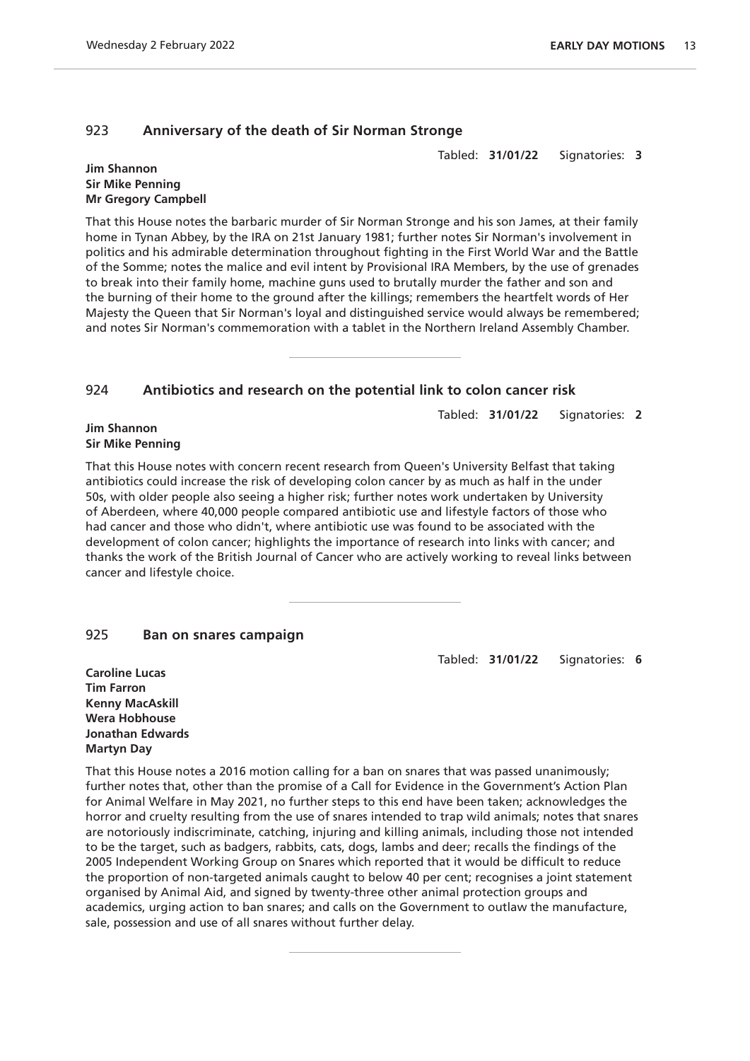## 923 Anniversary of the death of Sir Norman Stronge

Tabled: **31/01/22** Signatories: **3**

**Jim Shannon**
**Sir Mike Penning**
**Mr Gregory Campbell**

That this House notes the barbaric murder of Sir Norman Stronge and his son James, at their family home in Tynan Abbey, by the IRA on 21st January 1981; further notes Sir Norman's involvement in politics and his admirable determination throughout fighting in the First World War and the Battle of the Somme; notes the malice and evil intent by Provisional IRA Members, by the use of grenades to break into their family home, machine guns used to brutally murder the father and son and the burning of their home to the ground after the killings; remembers the heartfelt words of Her Majesty the Queen that Sir Norman's loyal and distinguished service would always be remembered; and notes Sir Norman's commemoration with a tablet in the Northern Ireland Assembly Chamber.

---

## 924 Antibiotics and research on the potential link to colon cancer risk

Tabled: **31/01/22** Signatories: **2**

**Jim Shannon**
**Sir Mike Penning**

That this House notes with concern recent research from Queen's University Belfast that taking antibiotics could increase the risk of developing colon cancer by as much as half in the under 50s, with older people also seeing a higher risk; further notes work undertaken by University of Aberdeen, where 40,000 people compared antibiotic use and lifestyle factors of those who had cancer and those who didn't, where antibiotic use was found to be associated with the development of colon cancer; highlights the importance of research into links with cancer; and thanks the work of the British Journal of Cancer who are actively working to reveal links between cancer and lifestyle choice.

---

## 925 Ban on snares campaign

Tabled: **31/01/22** Signatories: **6**

**Caroline Lucas**
**Tim Farron**
**Kenny MacAskill**
**Wera Hobhouse**
**Jonathan Edwards**
**Martyn Day**

That this House notes a 2016 motion calling for a ban on snares that was passed unanimously; further notes that, other than the promise of a Call for Evidence in the Government's Action Plan for Animal Welfare in May 2021, no further steps to this end have been taken; acknowledges the horror and cruelty resulting from the use of snares intended to trap wild animals; notes that snares are notoriously indiscriminate, catching, injuring and killing animals, including those not intended to be the target, such as badgers, rabbits, cats, dogs, lambs and deer; recalls the findings of the 2005 Independent Working Group on Snares which reported that it would be difficult to reduce the proportion of non-targeted animals caught to below 40 per cent; recognises a joint statement organised by Animal Aid, and signed by twenty-three other animal protection groups and academics, urging action to ban snares; and calls on the Government to outlaw the manufacture, sale, possession and use of all snares without further delay.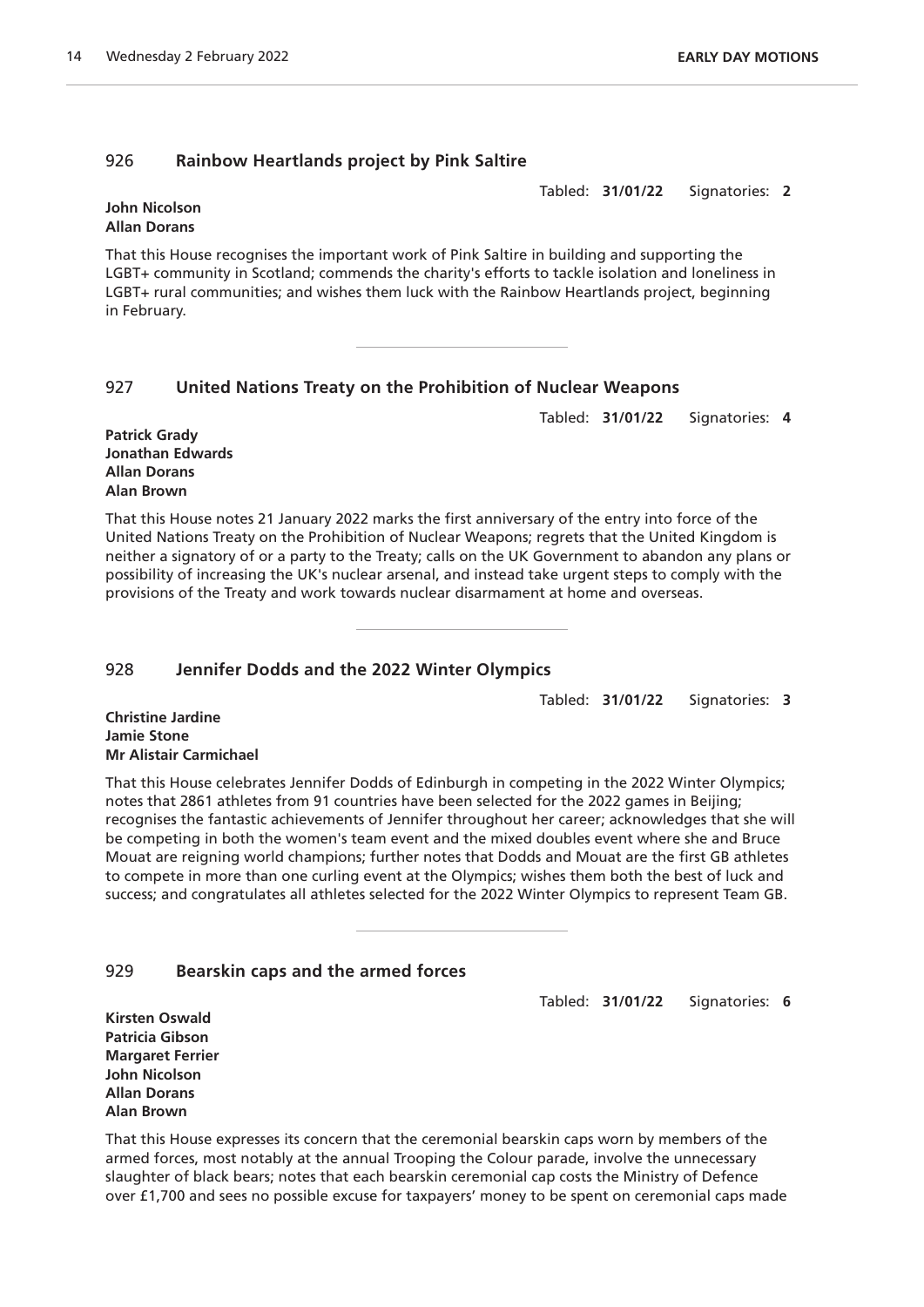## 926 Rainbow Heartlands project by Pink Saltire

Tabled: **31/01/22** Signatories: **2**

**John Nicolson**
**Allan Dorans**

That this House recognises the important work of Pink Saltire in building and supporting the LGBT+ community in Scotland; commends the charity's efforts to tackle isolation and loneliness in LGBT+ rural communities; and wishes them luck with the Rainbow Heartlands project, beginning in February.

---

## 927 United Nations Treaty on the Prohibition of Nuclear Weapons

Tabled: **31/01/22** Signatories: **4**

**Patrick Grady**
**Jonathan Edwards**
**Allan Dorans**
**Alan Brown**

That this House notes 21 January 2022 marks the first anniversary of the entry into force of the United Nations Treaty on the Prohibition of Nuclear Weapons; regrets that the United Kingdom is neither a signatory of or a party to the Treaty; calls on the UK Government to abandon any plans or possibility of increasing the UK's nuclear arsenal, and instead take urgent steps to comply with the provisions of the Treaty and work towards nuclear disarmament at home and overseas.

---

## 928 Jennifer Dodds and the 2022 Winter Olympics

Tabled: **31/01/22** Signatories: **3**

**Christine Jardine**
**Jamie Stone**
**Mr Alistair Carmichael**

That this House celebrates Jennifer Dodds of Edinburgh in competing in the 2022 Winter Olympics; notes that 2861 athletes from 91 countries have been selected for the 2022 games in Beijing; recognises the fantastic achievements of Jennifer throughout her career; acknowledges that she will be competing in both the women's team event and the mixed doubles event where she and Bruce Mouat are reigning world champions; further notes that Dodds and Mouat are the first GB athletes to compete in more than one curling event at the Olympics; wishes them both the best of luck and success; and congratulates all athletes selected for the 2022 Winter Olympics to represent Team GB.

---

## 929 Bearskin caps and the armed forces

Tabled: **31/01/22** Signatories: **6**

**Kirsten Oswald**
**Patricia Gibson**
**Margaret Ferrier**
**John Nicolson**
**Allan Dorans**
**Alan Brown**

That this House expresses its concern that the ceremonial bearskin caps worn by members of the armed forces, most notably at the annual Trooping the Colour parade, involve the unnecessary slaughter of black bears; notes that each bearskin ceremonial cap costs the Ministry of Defence over £1,700 and sees no possible excuse for taxpayers' money to be spent on ceremonial caps made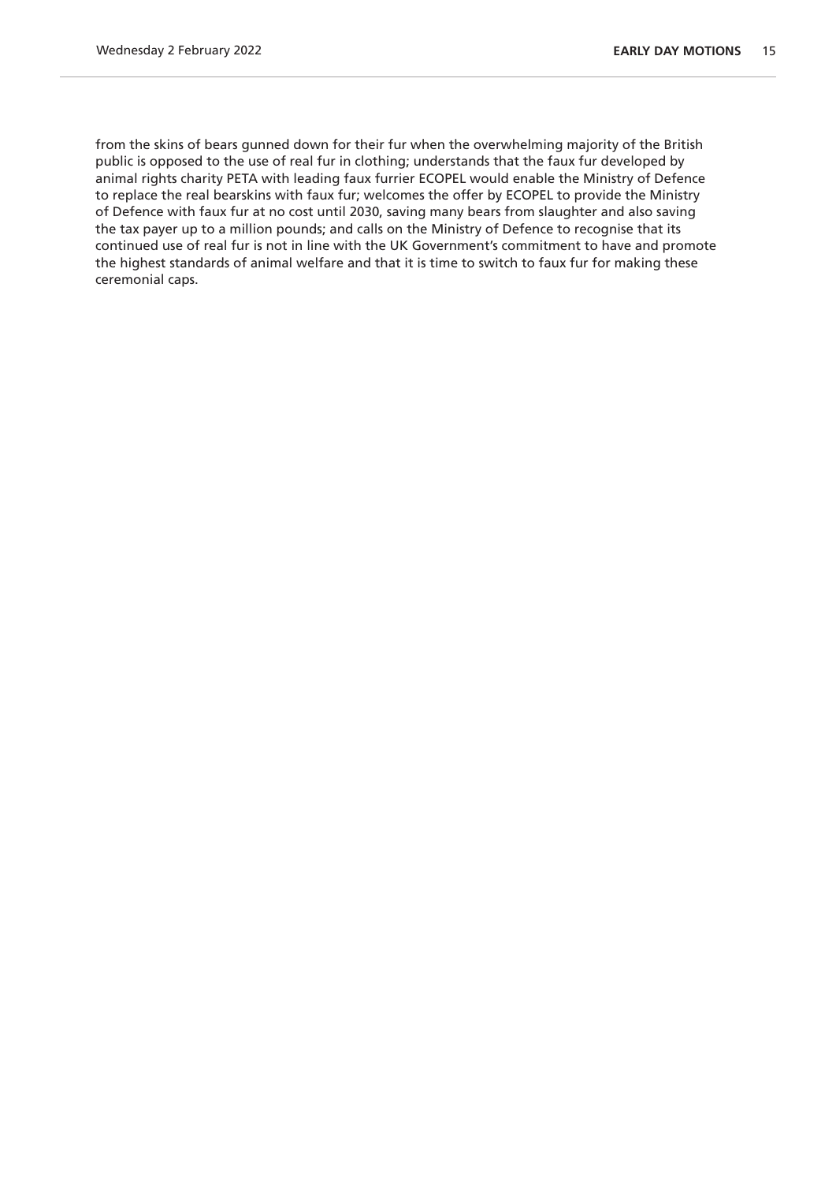from the skins of bears gunned down for their fur when the overwhelming majority of the British public is opposed to the use of real fur in clothing; understands that the faux fur developed by animal rights charity PETA with leading faux furrier ECOPEL would enable the Ministry of Defence to replace the real bearskins with faux fur; welcomes the offer by ECOPEL to provide the Ministry of Defence with faux fur at no cost until 2030, saving many bears from slaughter and also saving the tax payer up to a million pounds; and calls on the Ministry of Defence to recognise that its continued use of real fur is not in line with the UK Government's commitment to have and promote the highest standards of animal welfare and that it is time to switch to faux fur for making these ceremonial caps.